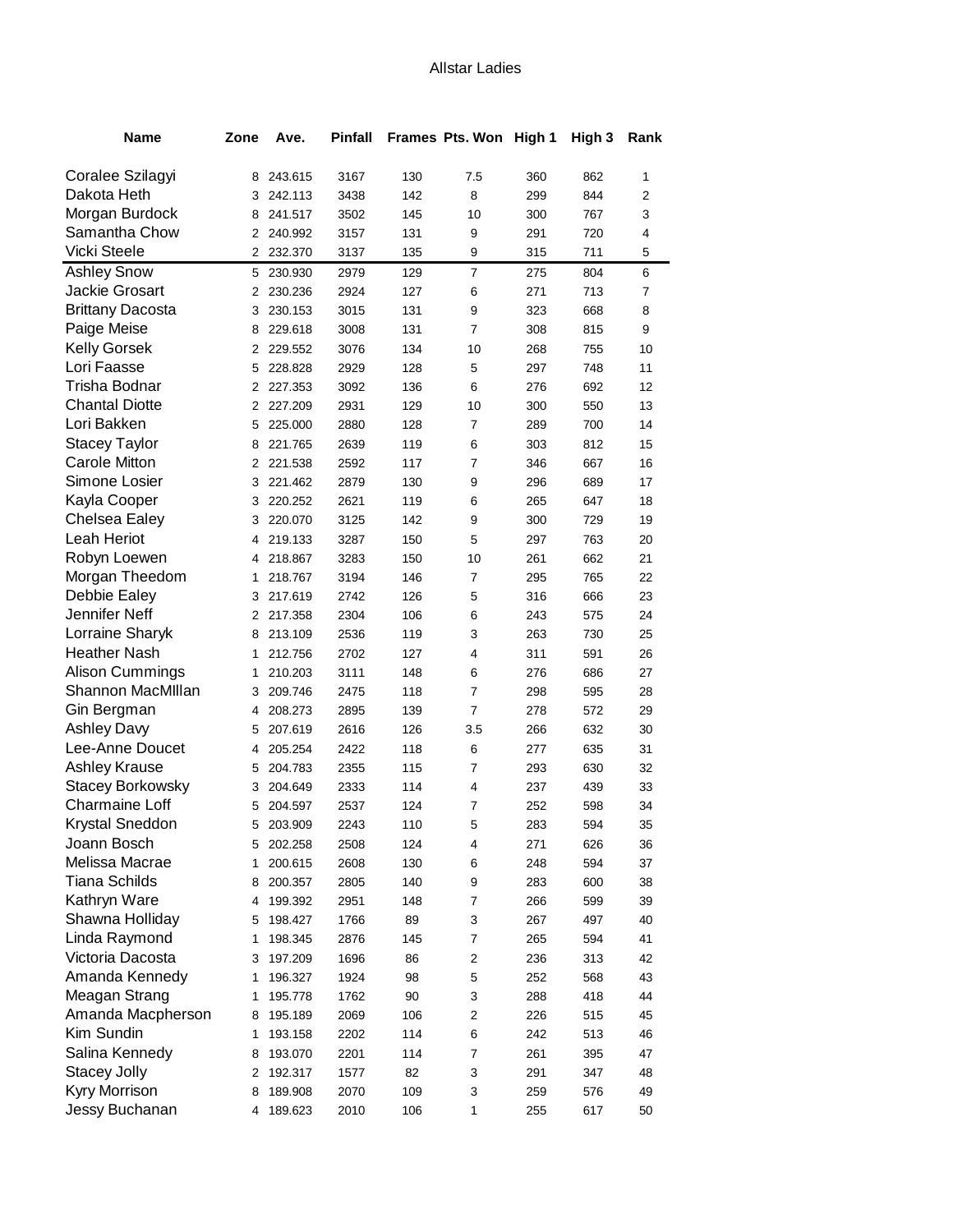# Allstar Ladies

| Name | Zone | Ave. | Pinfall | Frames | Pts. Won | High 1 | High 3 | Rank |
|---|---|---|---|---|---|---|---|---|
| Coralee Szilagyi | 8 | 243.615 | 3167 | 130 | 7.5 | 360 | 862 | 1 |
| Dakota Heth | 3 | 242.113 | 3438 | 142 | 8 | 299 | 844 | 2 |
| Morgan Burdock | 8 | 241.517 | 3502 | 145 | 10 | 300 | 767 | 3 |
| Samantha Chow | 2 | 240.992 | 3157 | 131 | 9 | 291 | 720 | 4 |
| Vicki Steele | 2 | 232.370 | 3137 | 135 | 9 | 315 | 711 | 5 |
| Ashley Snow | 5 | 230.930 | 2979 | 129 | 7 | 275 | 804 | 6 |
| Jackie Grosart | 2 | 230.236 | 2924 | 127 | 6 | 271 | 713 | 7 |
| Brittany Dacosta | 3 | 230.153 | 3015 | 131 | 9 | 323 | 668 | 8 |
| Paige Meise | 8 | 229.618 | 3008 | 131 | 7 | 308 | 815 | 9 |
| Kelly Gorsek | 2 | 229.552 | 3076 | 134 | 10 | 268 | 755 | 10 |
| Lori Faasse | 5 | 228.828 | 2929 | 128 | 5 | 297 | 748 | 11 |
| Trisha Bodnar | 2 | 227.353 | 3092 | 136 | 6 | 276 | 692 | 12 |
| Chantal Diotte | 2 | 227.209 | 2931 | 129 | 10 | 300 | 550 | 13 |
| Lori Bakken | 5 | 225.000 | 2880 | 128 | 7 | 289 | 700 | 14 |
| Stacey Taylor | 8 | 221.765 | 2639 | 119 | 6 | 303 | 812 | 15 |
| Carole Mitton | 2 | 221.538 | 2592 | 117 | 7 | 346 | 667 | 16 |
| Simone Losier | 3 | 221.462 | 2879 | 130 | 9 | 296 | 689 | 17 |
| Kayla Cooper | 3 | 220.252 | 2621 | 119 | 6 | 265 | 647 | 18 |
| Chelsea Ealey | 3 | 220.070 | 3125 | 142 | 9 | 300 | 729 | 19 |
| Leah Heriot | 4 | 219.133 | 3287 | 150 | 5 | 297 | 763 | 20 |
| Robyn Loewen | 4 | 218.867 | 3283 | 150 | 10 | 261 | 662 | 21 |
| Morgan Theedom | 1 | 218.767 | 3194 | 146 | 7 | 295 | 765 | 22 |
| Debbie Ealey | 3 | 217.619 | 2742 | 126 | 5 | 316 | 666 | 23 |
| Jennifer Neff | 2 | 217.358 | 2304 | 106 | 6 | 243 | 575 | 24 |
| Lorraine Sharyk | 8 | 213.109 | 2536 | 119 | 3 | 263 | 730 | 25 |
| Heather Nash | 1 | 212.756 | 2702 | 127 | 4 | 311 | 591 | 26 |
| Alison Cummings | 1 | 210.203 | 3111 | 148 | 6 | 276 | 686 | 27 |
| Shannon MacMIllan | 3 | 209.746 | 2475 | 118 | 7 | 298 | 595 | 28 |
| Gin Bergman | 4 | 208.273 | 2895 | 139 | 7 | 278 | 572 | 29 |
| Ashley Davy | 5 | 207.619 | 2616 | 126 | 3.5 | 266 | 632 | 30 |
| Lee-Anne Doucet | 4 | 205.254 | 2422 | 118 | 6 | 277 | 635 | 31 |
| Ashley Krause | 5 | 204.783 | 2355 | 115 | 7 | 293 | 630 | 32 |
| Stacey Borkowsky | 3 | 204.649 | 2333 | 114 | 4 | 237 | 439 | 33 |
| Charmaine Loff | 5 | 204.597 | 2537 | 124 | 7 | 252 | 598 | 34 |
| Krystal Sneddon | 5 | 203.909 | 2243 | 110 | 5 | 283 | 594 | 35 |
| Joann Bosch | 5 | 202.258 | 2508 | 124 | 4 | 271 | 626 | 36 |
| Melissa Macrae | 1 | 200.615 | 2608 | 130 | 6 | 248 | 594 | 37 |
| Tiana Schilds | 8 | 200.357 | 2805 | 140 | 9 | 283 | 600 | 38 |
| Kathryn Ware | 4 | 199.392 | 2951 | 148 | 7 | 266 | 599 | 39 |
| Shawna Holliday | 5 | 198.427 | 1766 | 89 | 3 | 267 | 497 | 40 |
| Linda Raymond | 1 | 198.345 | 2876 | 145 | 7 | 265 | 594 | 41 |
| Victoria Dacosta | 3 | 197.209 | 1696 | 86 | 2 | 236 | 313 | 42 |
| Amanda Kennedy | 1 | 196.327 | 1924 | 98 | 5 | 252 | 568 | 43 |
| Meagan Strang | 1 | 195.778 | 1762 | 90 | 3 | 288 | 418 | 44 |
| Amanda Macpherson | 8 | 195.189 | 2069 | 106 | 2 | 226 | 515 | 45 |
| Kim Sundin | 1 | 193.158 | 2202 | 114 | 6 | 242 | 513 | 46 |
| Salina Kennedy | 8 | 193.070 | 2201 | 114 | 7 | 261 | 395 | 47 |
| Stacey Jolly | 2 | 192.317 | 1577 | 82 | 3 | 291 | 347 | 48 |
| Kyry Morrison | 8 | 189.908 | 2070 | 109 | 3 | 259 | 576 | 49 |
| Jessy Buchanan | 4 | 189.623 | 2010 | 106 | 1 | 255 | 617 | 50 |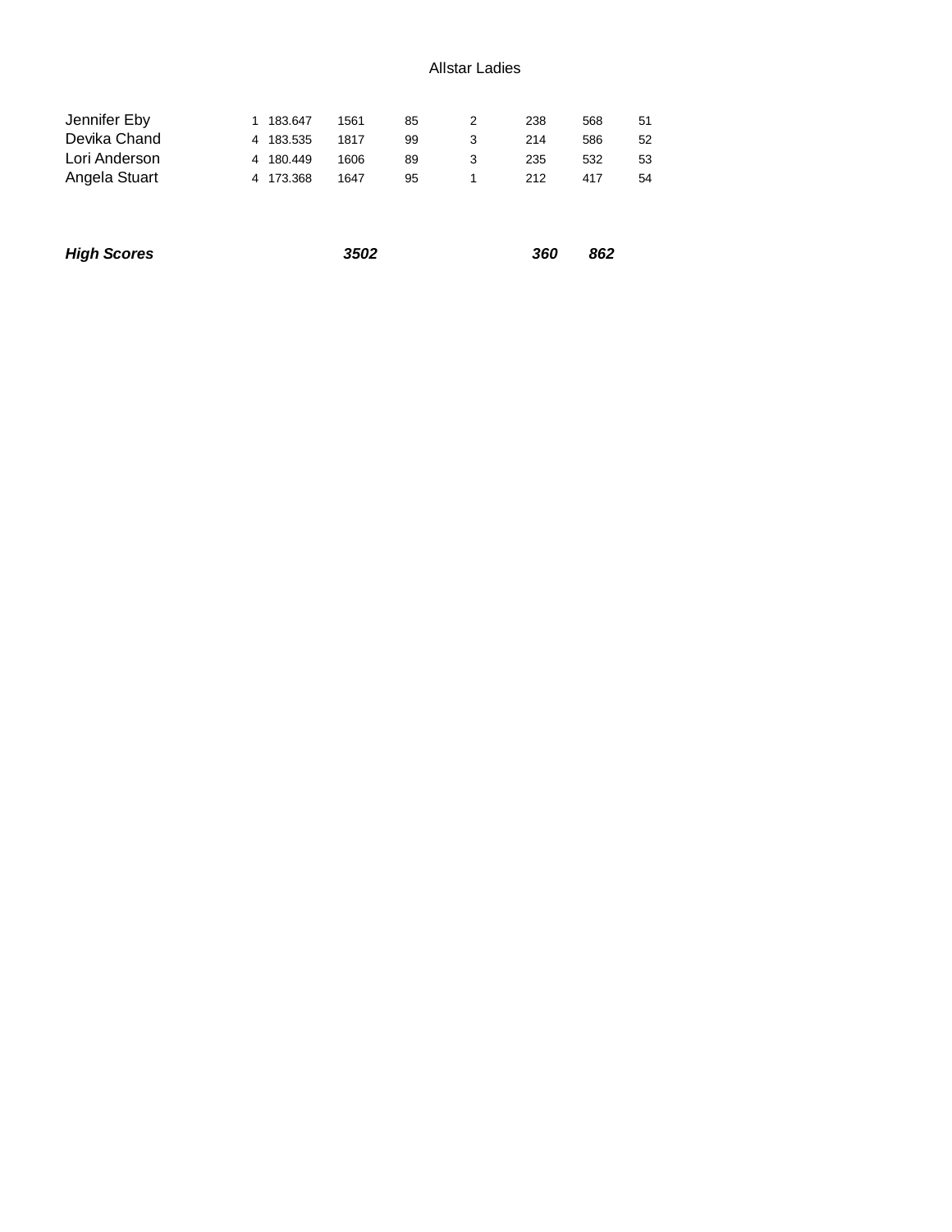Allstar Ladies

| | | | | | | | | |
|---|---|---|---|---|---|---|---|---|
| Jennifer Eby | 1 | 183.647 | 1561 | 85 | 2 | 238 | 568 | 51 |
| Devika Chand | 4 | 183.535 | 1817 | 99 | 3 | 214 | 586 | 52 |
| Lori Anderson | 4 | 180.449 | 1606 | 89 | 3 | 235 | 532 | 53 |
| Angela Stuart | 4 | 173.368 | 1647 | 95 | 1 | 212 | 417 | 54 |
| ***High Scores*** | | | ***3502*** | | | ***360*** | ***862*** | |